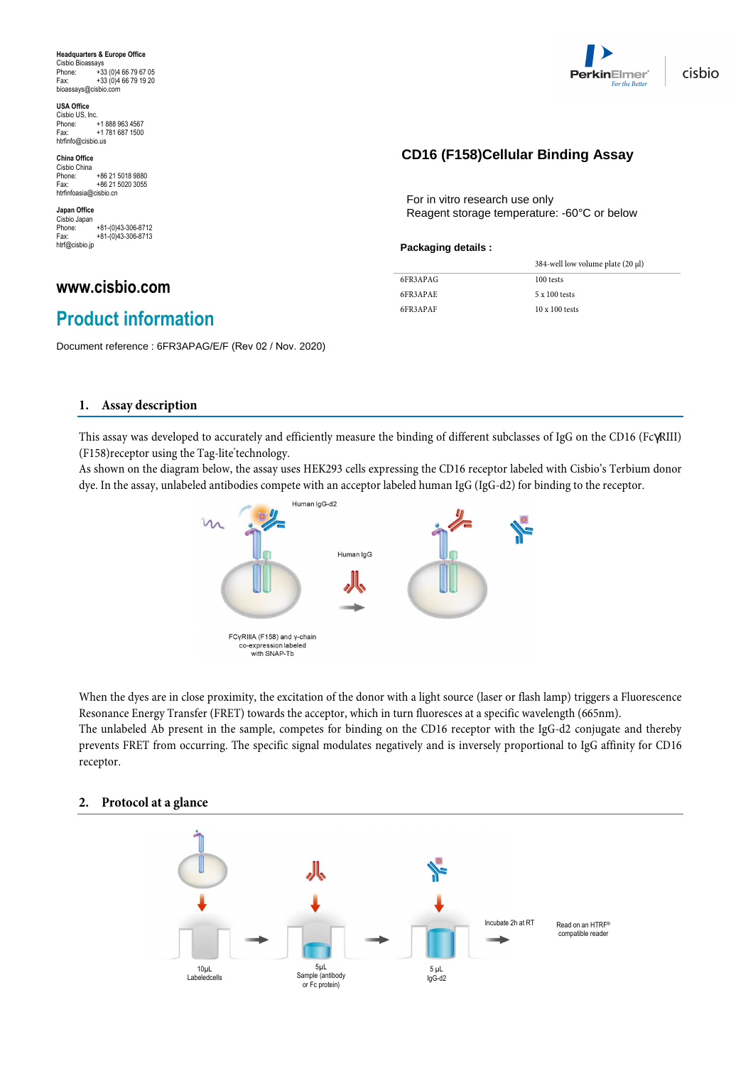**Headquarters & Europe Office**
Cisbio Bioassays
Phone: +33 (0)4 66 79 67 05
Fax: +33 (0)4 66 79 19 20
bioassays@cisbio.com

**USA Office**
Cisbio US, Inc.
Phone: +1 888 963 4567
Fax: +1 781 687 1500
htrfinfo@cisbio.us

**China Office**
Cisbio China
Phone: +86 21 5018 9880
Fax: +86 21 5020 3055
htrfinfoasia@cisbio.cn

**Japan Office**
Cisbio Japan
Phone: +81-(0)43-306-8712
Fax: +81-(0)43-306-8713
htrf@cisbio.jp

**www.cisbio.com**

# Product information

Document reference : 6FR3APAG/E/F (Rev 02 / Nov. 2020)

## CD16 (F158)Cellular Binding Assay

For in vitro research use only
Reagent storage temperature: -60°C or below

**Packaging details :**

| | 384-well low volume plate (20 µl) |
|---|---|
| 6FR3APAG | 100 tests |
| 6FR3APAE | 5 x 100 tests |
| 6FR3APAF | 10 x 100 tests |

## 1. Assay description

This assay was developed to accurately and efficiently measure the binding of different subclasses of IgG on the CD16 (FcγRIII) (F158)receptor using the Tag-lite® technology.
As shown on the diagram below, the assay uses HEK293 cells expressing the CD16 receptor labeled with Cisbio's Terbium donor dye. In the assay, unlabeled antibodies compete with an acceptor labeled human IgG (IgG-d2) for binding to the receptor.

Human IgG-d2

Human IgG

FCγRIIIA (F158) and γ-chain co-expression labeled with SNAP-Tb

When the dyes are in close proximity, the excitation of the donor with a light source (laser or flash lamp) triggers a Fluorescence Resonance Energy Transfer (FRET) towards the acceptor, which in turn fluoresces at a specific wavelength (665nm).
The unlabeled Ab present in the sample, competes for binding on the CD16 receptor with the IgG-d2 conjugate and thereby prevents FRET from occurring. The specific signal modulates negatively and is inversely proportional to IgG affinity for CD16 receptor.

## 2. Protocol at a glance

10µL Labeledcells → 5µL Sample (antibody or Fc protein) → 5 µL IgG-d2 → Incubate 2h at RT → Read on an HTRF® compatible reader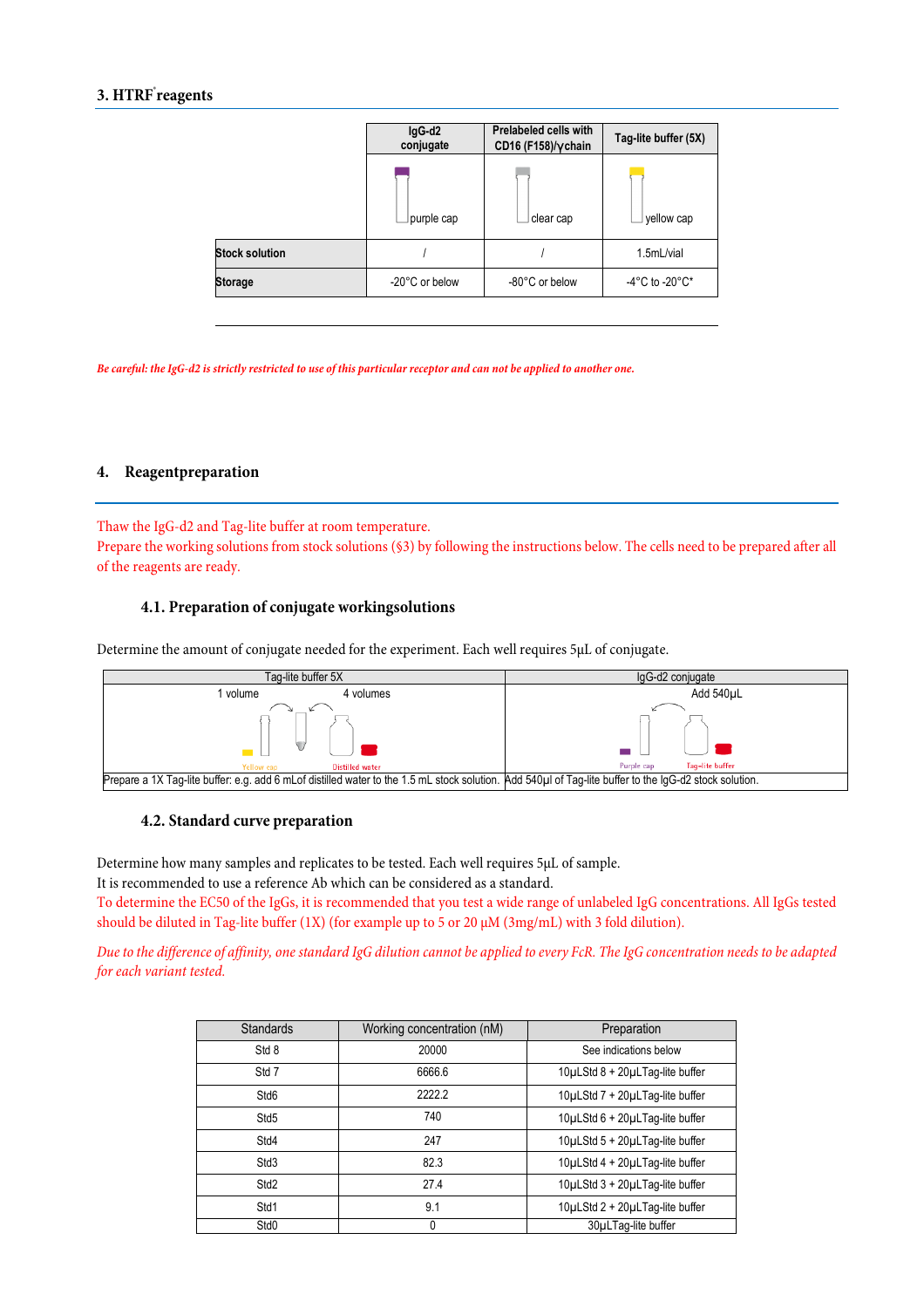## 3. HTRF reagents

| | IgG-d2 conjugate | Prelabeled cells with CD16 (F158)/γchain | Tag-lite buffer (5X) |
|---|---|---|---|
| | purple cap | clear cap | yellow cap |
| Stock solution | / | / | 1.5mL/vial |
| Storage | -20°C or below | -80°C or below | -4°C to -20°C* |

*Be careful: the IgG-d2 is strictly restricted to use of this particular receptor and can not be applied to another one.*

## 4. Reagentpreparation

Thaw the IgG-d2 and Tag-lite buffer at room temperature.
Prepare the working solutions from stock solutions (§3) by following the instructions below. The cells need to be prepared after all of the reagents are ready.

### 4.1. Preparation of conjugate workingsolutions

Determine the amount of conjugate needed for the experiment. Each well requires 5µL of conjugate.

| Tag-lite buffer 5X | IgG-d2 conjugate |
|---|---|
| 1 volume → 4 volumes (Yellow cap, Distilled water) | Add 540µL (Purple cap, Tag-lite buffer) |
| Prepare a 1X Tag-lite buffer: e.g. add 6 mLof distilled water to the 1.5 mL stock solution. | Add 540µl of Tag-lite buffer to the IgG-d2 stock solution. |

### 4.2. Standard curve preparation

Determine how many samples and replicates to be tested. Each well requires 5µL of sample.
It is recommended to use a reference Ab which can be considered as a standard.
To determine the EC50 of the IgGs, it is recommended that you test a wide range of unlabeled IgG concentrations. All IgGs tested should be diluted in Tag-lite buffer (1X) (for example up to 5 or 20 µM (3mg/mL) with 3 fold dilution).

*Due to the difference of affinity, one standard IgG dilution cannot be applied to every FcR. The IgG concentration needs to be adapted for each variant tested.*

| Standards | Working concentration (nM) | Preparation |
|---|---|---|
| Std 8 | 20000 | See indications below |
| Std 7 | 6666.6 | 10µLStd 8 + 20µLTag-lite buffer |
| Std6 | 2222.2 | 10µLStd 7 + 20µLTag-lite buffer |
| Std5 | 740 | 10µLStd 6 + 20µLTag-lite buffer |
| Std4 | 247 | 10µLStd 5 + 20µLTag-lite buffer |
| Std3 | 82.3 | 10µLStd 4 + 20µLTag-lite buffer |
| Std2 | 27.4 | 10µLStd 3 + 20µLTag-lite buffer |
| Std1 | 9.1 | 10µLStd 2 + 20µLTag-lite buffer |
| Std0 | 0 | 30µLTag-lite buffer |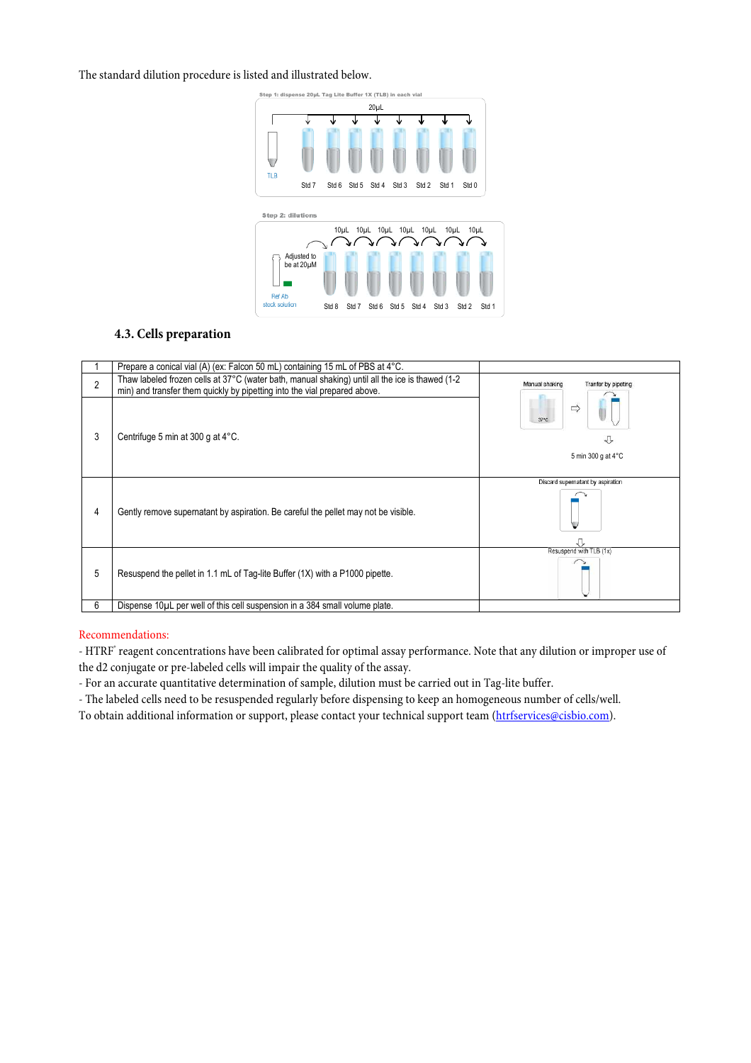The standard dilution procedure is listed and illustrated below.

Step 1: dispense 20µL Tag Lite Buffer 1X (TLB) in each vial

Step 2: dilutions

### 4.3. Cells preparation

| | | |
|---|---|---|
| 1 | Prepare a conical vial (A) (ex: Falcon 50 mL) containing 15 mL of PBS at 4°C. | |
| 2 | Thaw labeled frozen cells at 37°C (water bath, manual shaking) until all the ice is thawed (1-2 min) and transfer them quickly by pipetting into the vial prepared above. | Manual shaking / Tranfer by pipeting |
| 3 | Centrifuge 5 min at 300 g at 4°C. | 5 min 300 g at 4°C |
| 4 | Gently remove supernatant by aspiration. Be careful the pellet may not be visible. | Discard supernatant by aspiration |
| 5 | Resuspend the pellet in 1.1 mL of Tag-lite Buffer (1X) with a P1000 pipette. | Resuspend with TLB (1x) |
| 6 | Dispense 10µL per well of this cell suspension in a 384 small volume plate. | |

Recommendations:

- HTRF® reagent concentrations have been calibrated for optimal assay performance. Note that any dilution or improper use of the d2 conjugate or pre-labeled cells will impair the quality of the assay.
- For an accurate quantitative determination of sample, dilution must be carried out in Tag-lite buffer.
- The labeled cells need to be resuspended regularly before dispensing to keep an homogeneous number of cells/well.

To obtain additional information or support, please contact your technical support team (htrfservices@cisbio.com).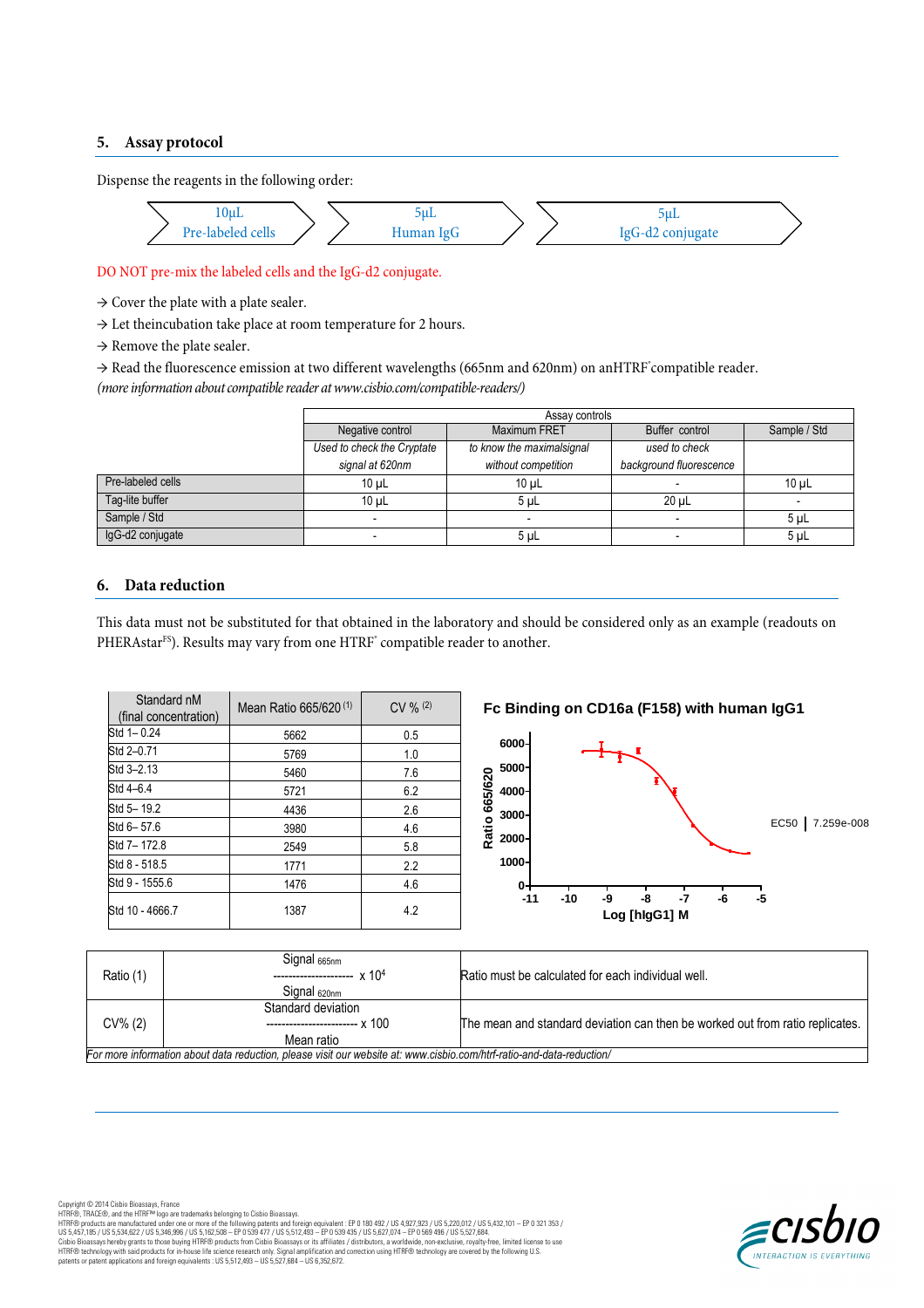## 5. Assay protocol

Dispense the reagents in the following order:

10µL Pre-labeled cells → 5µL Human IgG → 5µL IgG-d2 conjugate

DO NOT pre-mix the labeled cells and the IgG-d2 conjugate.

→ Cover the plate with a plate sealer.

→ Let theincubation take place at room temperature for 2 hours.

→ Remove the plate sealer.

→ Read the fluorescence emission at two different wavelengths (665nm and 620nm) on anHTRF® compatible reader.

*(more information about compatible reader at www.cisbio.com/compatible-readers/)*

| | Assay controls | | | |
|---|---|---|---|---|
| | Negative control | Maximum FRET | Buffer control | Sample / Std |
| | *Used to check the Cryptate signal at 620nm* | *to know the maximalsignal without competition* | *used to check background fluorescence* | |
| Pre-labeled cells | 10 µL | 10 µL | - | 10 µL |
| Tag-lite buffer | 10 µL | 5 µL | 20 µL | - |
| Sample / Std | - | - | - | 5 µL |
| IgG-d2 conjugate | - | 5 µL | - | 5 µL |

## 6. Data reduction

This data must not be substituted for that obtained in the laboratory and should be considered only as an example (readouts on PHERAstar[FS]). Results may vary from one HTRF® compatible reader to another.

| Standard nM (final concentration) | Mean Ratio 665/620 (1) | CV % (2) |
|---|---|---|
| Std 1– 0.24 | 5662 | 0.5 |
| Std 2–0.71 | 5769 | 1.0 |
| Std 3–2.13 | 5460 | 7.6 |
| Std 4–6.4 | 5721 | 6.2 |
| Std 5– 19.2 | 4436 | 2.6 |
| Std 6– 57.6 | 3980 | 4.6 |
| Std 7– 172.8 | 2549 | 5.8 |
| Std 8 - 518.5 | 1771 | 2.2 |
| Std 9 - 1555.6 | 1476 | 4.6 |
| Std 10 - 4666.7 | 1387 | 4.2 |

**Fc Binding on CD16a (F158) with human IgG1**

Ratio 665/620

6000
5000
4000
3000
2000
1000
0

-11 -10 -9 -8 -7 -6 -5

Log [hIgG1] M

EC50 | 7.259e-008

| | | |
|---|---|---|
| Ratio (1) | $\frac{\text{Signal}_{665nm}}{\text{Signal}_{620nm}} \times 10^4$ | Ratio must be calculated for each individual well. |
| CV% (2) | $\frac{\text{Standard deviation}}{\text{Mean ratio}} \times 100$ | The mean and standard deviation can then be worked out from ratio replicates. |

*For more information about data reduction, please visit our website at: www.cisbio.com/htrf-ratio-and-data-reduction/*

Copyright © 2014 Cisbio Bioassays, France
HTRF®, TRACE®, and the HTRF™ logo are trademarks belonging to Cisbio Bioassays.
HTRF® products are manufactured under one or more of the following patents and foreign equivalent : EP 0 180 492 / US 4,927,923 / US 5,220,012 / US 5,432,101 – EP 0 321 353 / US 5,457,185 / US 5,534,622 / US 5,346,996 / US 5,162,508 – EP 0 539 477 / US 5,512,493 – EP 0 539 435 / US 5,627,074 – EP 0 569 496 / US 5,527,684.
Cisbio Bioassays hereby grants to those buying HTRF® products from Cisbio Bioassays or its affiliates / distributors, a worldwide, non-exclusive, royalty-free, limited license to use HTRF® technology with said products for in-house life science research only. Signal amplification and correction using HTRF® technology are covered by the following U.S. patents or patent applications and foreign equivalents : US 5,512,493 – US 5,527,684 – US 6,352,672.

cisbio INTERACTION IS EVERYTHING